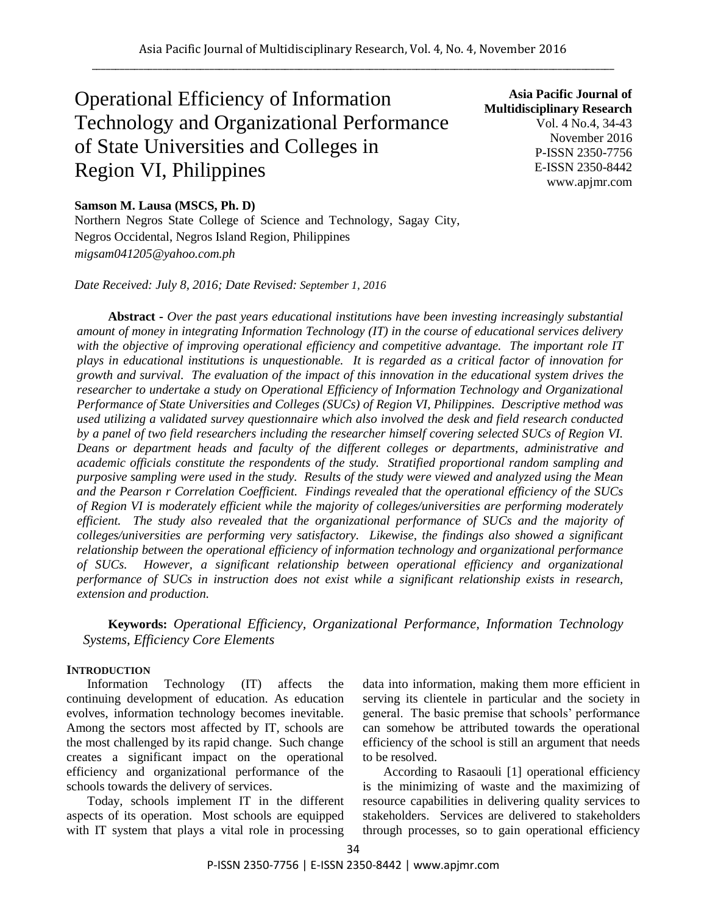# Operational Efficiency of Information Technology and Organizational Performance of State Universities and Colleges in Region VI, Philippines

**Asia Pacific Journal of Multidisciplinary Research**
Vol. 4 No.4, 34-43
November 2016
P-ISSN 2350-7756
E-ISSN 2350-8442
www.apjmr.com

**Samson M. Lausa (MSCS, Ph. D)**
Northern Negros State College of Science and Technology, Sagay City, Negros Occidental, Negros Island Region, Philippines
*migsam041205@yahoo.com.ph*

*Date Received: July 8, 2016; Date Revised: September 1, 2016*

**Abstract -** *Over the past years educational institutions have been investing increasingly substantial amount of money in integrating Information Technology (IT) in the course of educational services delivery with the objective of improving operational efficiency and competitive advantage. The important role IT plays in educational institutions is unquestionable. It is regarded as a critical factor of innovation for growth and survival. The evaluation of the impact of this innovation in the educational system drives the researcher to undertake a study on Operational Efficiency of Information Technology and Organizational Performance of State Universities and Colleges (SUCs) of Region VI, Philippines. Descriptive method was used utilizing a validated survey questionnaire which also involved the desk and field research conducted by a panel of two field researchers including the researcher himself covering selected SUCs of Region VI. Deans or department heads and faculty of the different colleges or departments, administrative and academic officials constitute the respondents of the study. Stratified proportional random sampling and purposive sampling were used in the study. Results of the study were viewed and analyzed using the Mean and the Pearson r Correlation Coefficient. Findings revealed that the operational efficiency of the SUCs of Region VI is moderately efficient while the majority of colleges/universities are performing moderately efficient. The study also revealed that the organizational performance of SUCs and the majority of colleges/universities are performing very satisfactory. Likewise, the findings also showed a significant relationship between the operational efficiency of information technology and organizational performance of SUCs. However, a significant relationship between operational efficiency and organizational performance of SUCs in instruction does not exist while a significant relationship exists in research, extension and production.*

**Keywords:** *Operational Efficiency, Organizational Performance, Information Technology Systems, Efficiency Core Elements*

## INTRODUCTION

Information Technology (IT) affects the continuing development of education. As education evolves, information technology becomes inevitable. Among the sectors most affected by IT, schools are the most challenged by its rapid change. Such change creates a significant impact on the operational efficiency and organizational performance of the schools towards the delivery of services.

Today, schools implement IT in the different aspects of its operation. Most schools are equipped with IT system that plays a vital role in processing data into information, making them more efficient in serving its clientele in particular and the society in general. The basic premise that schools' performance can somehow be attributed towards the operational efficiency of the school is still an argument that needs to be resolved.

According to Rasaouli [1] operational efficiency is the minimizing of waste and the maximizing of resource capabilities in delivering quality services to stakeholders. Services are delivered to stakeholders through processes, so to gain operational efficiency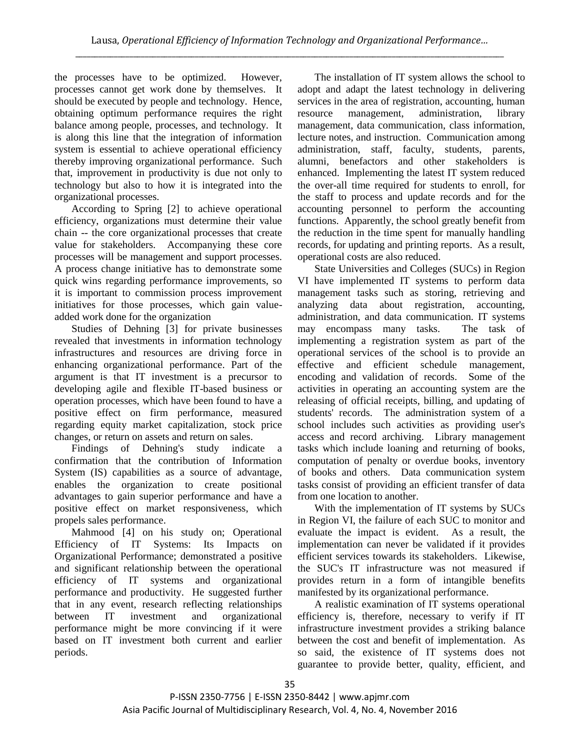the processes have to be optimized. However, processes cannot get work done by themselves. It should be executed by people and technology. Hence, obtaining optimum performance requires the right balance among people, processes, and technology. It is along this line that the integration of information system is essential to achieve operational efficiency thereby improving organizational performance. Such that, improvement in productivity is due not only to technology but also to how it is integrated into the organizational processes.

According to Spring [2] to achieve operational efficiency, organizations must determine their value chain -- the core organizational processes that create value for stakeholders. Accompanying these core processes will be management and support processes. A process change initiative has to demonstrate some quick wins regarding performance improvements, so it is important to commission process improvement initiatives for those processes, which gain value-added work done for the organization

Studies of Dehning [3] for private businesses revealed that investments in information technology infrastructures and resources are driving force in enhancing organizational performance. Part of the argument is that IT investment is a precursor to developing agile and flexible IT-based business or operation processes, which have been found to have a positive effect on firm performance, measured regarding equity market capitalization, stock price changes, or return on assets and return on sales.

Findings of Dehning's study indicate a confirmation that the contribution of Information System (IS) capabilities as a source of advantage, enables the organization to create positional advantages to gain superior performance and have a positive effect on market responsiveness, which propels sales performance.

Mahmood [4] on his study on; Operational Efficiency of IT Systems: Its Impacts on Organizational Performance; demonstrated a positive and significant relationship between the operational efficiency of IT systems and organizational performance and productivity. He suggested further that in any event, research reflecting relationships between IT investment and organizational performance might be more convincing if it were based on IT investment both current and earlier periods.

The installation of IT system allows the school to adopt and adapt the latest technology in delivering services in the area of registration, accounting, human resource management, administration, library management, data communication, class information, lecture notes, and instruction. Communication among administration, staff, faculty, students, parents, alumni, benefactors and other stakeholders is enhanced. Implementing the latest IT system reduced the over-all time required for students to enroll, for the staff to process and update records and for the accounting personnel to perform the accounting functions. Apparently, the school greatly benefit from the reduction in the time spent for manually handling records, for updating and printing reports. As a result, operational costs are also reduced.

State Universities and Colleges (SUCs) in Region VI have implemented IT systems to perform data management tasks such as storing, retrieving and analyzing data about registration, accounting, administration, and data communication. IT systems may encompass many tasks. The task of implementing a registration system as part of the operational services of the school is to provide an effective and efficient schedule management, encoding and validation of records. Some of the activities in operating an accounting system are the releasing of official receipts, billing, and updating of students' records. The administration system of a school includes such activities as providing user's access and record archiving. Library management tasks which include loaning and returning of books, computation of penalty or overdue books, inventory of books and others. Data communication system tasks consist of providing an efficient transfer of data from one location to another.

With the implementation of IT systems by SUCs in Region VI, the failure of each SUC to monitor and evaluate the impact is evident. As a result, the implementation can never be validated if it provides efficient services towards its stakeholders. Likewise, the SUC's IT infrastructure was not measured if provides return in a form of intangible benefits manifested by its organizational performance.

A realistic examination of IT systems operational efficiency is, therefore, necessary to verify if IT infrastructure investment provides a striking balance between the cost and benefit of implementation. As so said, the existence of IT systems does not guarantee to provide better, quality, efficient, and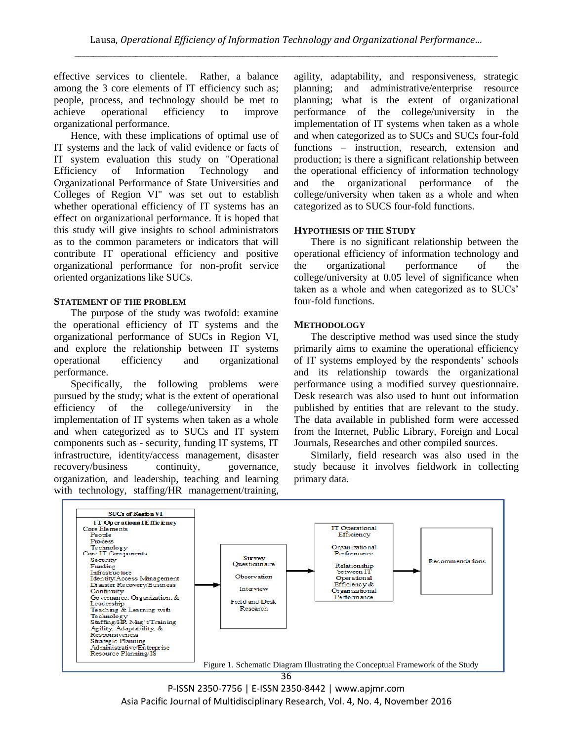effective services to clientele. Rather, a balance among the 3 core elements of IT efficiency such as; people, process, and technology should be met to achieve operational efficiency to improve organizational performance.

Hence, with these implications of optimal use of IT systems and the lack of valid evidence or facts of IT system evaluation this study on "Operational Efficiency of Information Technology and Organizational Performance of State Universities and Colleges of Region VI" was set out to establish whether operational efficiency of IT systems has an effect on organizational performance. It is hoped that this study will give insights to school administrators as to the common parameters or indicators that will contribute IT operational efficiency and positive organizational performance for non-profit service oriented organizations like SUCs.

## STATEMENT OF THE PROBLEM

The purpose of the study was twofold: examine the operational efficiency of IT systems and the organizational performance of SUCs in Region VI, and explore the relationship between IT systems operational efficiency and organizational performance.

Specifically, the following problems were pursued by the study; what is the extent of operational efficiency of the college/university in the implementation of IT systems when taken as a whole and when categorized as to SUCs and IT system components such as - security, funding IT systems, IT infrastructure, identity/access management, disaster recovery/business continuity, governance, organization, and leadership, teaching and learning with technology, staffing/HR management/training, agility, adaptability, and responsiveness, strategic planning; and administrative/enterprise resource planning; what is the extent of organizational performance of the college/university in the implementation of IT systems when taken as a whole and when categorized as to SUCs and SUCs four-fold functions – instruction, research, extension and production; is there a significant relationship between the operational efficiency of information technology and the organizational performance of the college/university when taken as a whole and when categorized as to SUCS four-fold functions.

## HYPOTHESIS OF THE STUDY

There is no significant relationship between the operational efficiency of information technology and the organizational performance of the college/university at 0.05 level of significance when taken as a whole and when categorized as to SUCs' four-fold functions.

## METHODOLOGY

The descriptive method was used since the study primarily aims to examine the operational efficiency of IT systems employed by the respondents' schools and its relationship towards the organizational performance using a modified survey questionnaire. Desk research was also used to hunt out information published by entities that are relevant to the study. The data available in published form were accessed from the Internet, Public Library, Foreign and Local Journals, Researches and other compiled sources.

Similarly, field research was also used in the study because it involves fieldwork in collecting primary data.

**SUCs of Region VI**

**IT Operational Efficiency**
- Core Elements
  - People
  - Process
  - Technology
- Core IT Components
  - Security
  - Funding
  - Infrastructure
  - Identity/Access Management
  - Disaster Recovery/Business Continuity
  - Governance, Organization, & Leadership
  - Teaching & Learning with Technology
  - Staffing/HR Mng't/Training
  - Agility, Adaptability, & Responsiveness
  - Strategic Planning
  - Administrative/Enterprise Resource Planning/IS

→ Survey Questionnaire; Observation; Interview; Field and Desk Research

→ IT Operational Efficiency; Organizational Performance; Relationship between IT Operational Efficiency & Organizational Performance

→ Recommendations

Figure 1. Schematic Diagram Illustrating the Conceptual Framework of the Study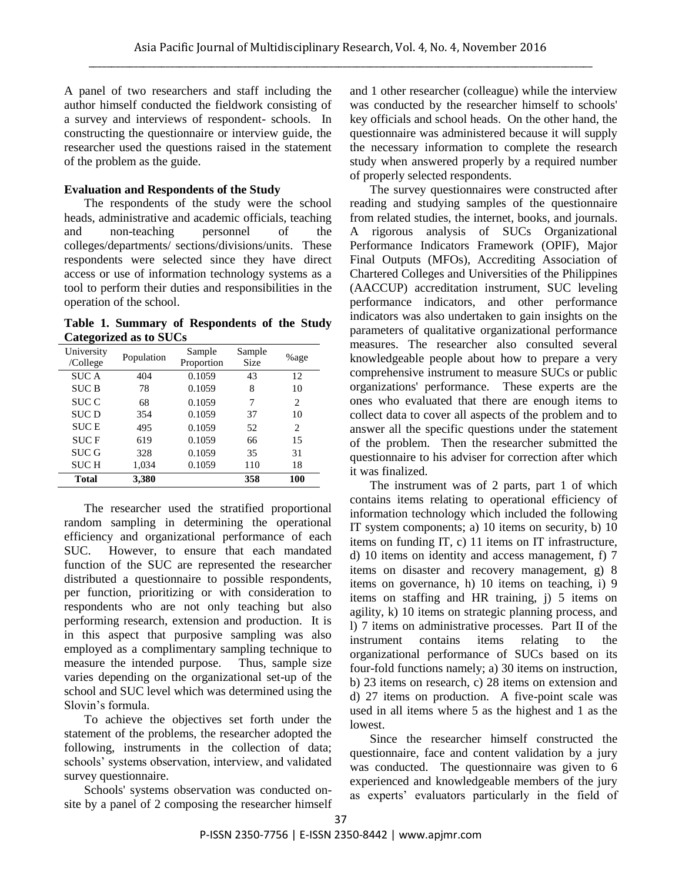A panel of two researchers and staff including the author himself conducted the fieldwork consisting of a survey and interviews of respondent- schools. In constructing the questionnaire or interview guide, the researcher used the questions raised in the statement of the problem as the guide.

**Evaluation and Respondents of the Study**

The respondents of the study were the school heads, administrative and academic officials, teaching and non-teaching personnel of the colleges/departments/ sections/divisions/units. These respondents were selected since they have direct access or use of information technology systems as a tool to perform their duties and responsibilities in the operation of the school.

**Table 1. Summary of Respondents of the Study Categorized as to SUCs**

| University /College | Population | Sample Proportion | Sample Size | %age |
|---|---|---|---|---|
| SUC A | 404 | 0.1059 | 43 | 12 |
| SUC B | 78 | 0.1059 | 8 | 10 |
| SUC C | 68 | 0.1059 | 7 | 2 |
| SUC D | 354 | 0.1059 | 37 | 10 |
| SUC E | 495 | 0.1059 | 52 | 2 |
| SUC F | 619 | 0.1059 | 66 | 15 |
| SUC G | 328 | 0.1059 | 35 | 31 |
| SUC H | 1,034 | 0.1059 | 110 | 18 |
| **Total** | **3,380** | | **358** | **100** |

The researcher used the stratified proportional random sampling in determining the operational efficiency and organizational performance of each SUC. However, to ensure that each mandated function of the SUC are represented the researcher distributed a questionnaire to possible respondents, per function, prioritizing or with consideration to respondents who are not only teaching but also performing research, extension and production. It is in this aspect that purposive sampling was also employed as a complimentary sampling technique to measure the intended purpose. Thus, sample size varies depending on the organizational set-up of the school and SUC level which was determined using the Slovin's formula.

To achieve the objectives set forth under the statement of the problems, the researcher adopted the following, instruments in the collection of data; schools' systems observation, interview, and validated survey questionnaire.

Schools' systems observation was conducted on-site by a panel of 2 composing the researcher himself and 1 other researcher (colleague) while the interview was conducted by the researcher himself to schools' key officials and school heads. On the other hand, the questionnaire was administered because it will supply the necessary information to complete the research study when answered properly by a required number of properly selected respondents.

The survey questionnaires were constructed after reading and studying samples of the questionnaire from related studies, the internet, books, and journals. A rigorous analysis of SUCs Organizational Performance Indicators Framework (OPIF), Major Final Outputs (MFOs), Accrediting Association of Chartered Colleges and Universities of the Philippines (AACCUP) accreditation instrument, SUC leveling performance indicators, and other performance indicators was also undertaken to gain insights on the parameters of qualitative organizational performance measures. The researcher also consulted several knowledgeable people about how to prepare a very comprehensive instrument to measure SUCs or public organizations' performance. These experts are the ones who evaluated that there are enough items to collect data to cover all aspects of the problem and to answer all the specific questions under the statement of the problem. Then the researcher submitted the questionnaire to his adviser for correction after which it was finalized.

The instrument was of 2 parts, part 1 of which contains items relating to operational efficiency of information technology which included the following IT system components; a) 10 items on security, b) 10 items on funding IT, c) 11 items on IT infrastructure, d) 10 items on identity and access management, f) 7 items on disaster and recovery management, g) 8 items on governance, h) 10 items on teaching, i) 9 items on staffing and HR training, j) 5 items on agility, k) 10 items on strategic planning process, and l) 7 items on administrative processes. Part II of the instrument contains items relating to the organizational performance of SUCs based on its four-fold functions namely; a) 30 items on instruction, b) 23 items on research, c) 28 items on extension and d) 27 items on production. A five-point scale was used in all items where 5 as the highest and 1 as the lowest.

Since the researcher himself constructed the questionnaire, face and content validation by a jury was conducted. The questionnaire was given to 6 experienced and knowledgeable members of the jury as experts' evaluators particularly in the field of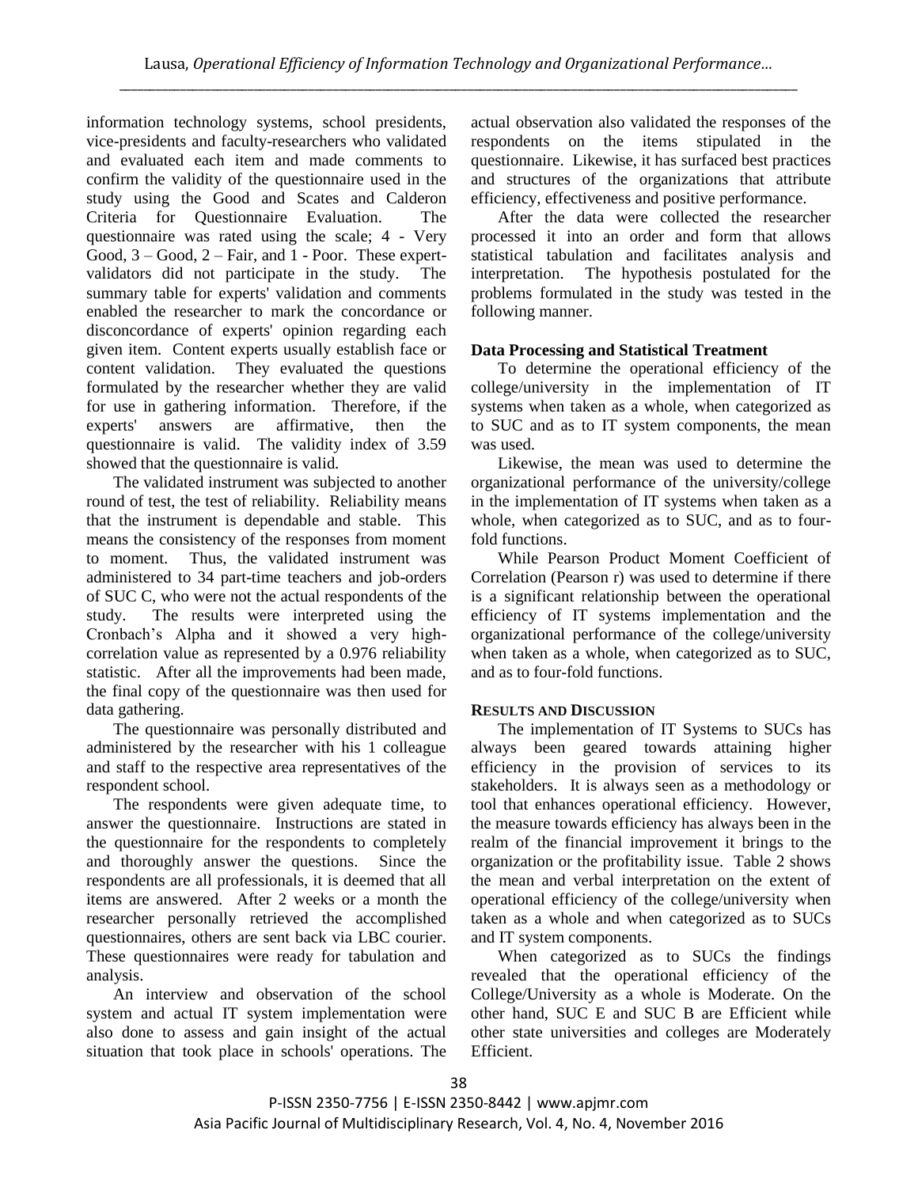information technology systems, school presidents, vice-presidents and faculty-researchers who validated and evaluated each item and made comments to confirm the validity of the questionnaire used in the study using the Good and Scates and Calderon Criteria for Questionnaire Evaluation. The questionnaire was rated using the scale; 4 - Very Good, 3 – Good, 2 – Fair, and 1 - Poor. These expert-validators did not participate in the study. The summary table for experts' validation and comments enabled the researcher to mark the concordance or disconcordance of experts' opinion regarding each given item. Content experts usually establish face or content validation. They evaluated the questions formulated by the researcher whether they are valid for use in gathering information. Therefore, if the experts' answers are affirmative, then the questionnaire is valid. The validity index of 3.59 showed that the questionnaire is valid.

The validated instrument was subjected to another round of test, the test of reliability. Reliability means that the instrument is dependable and stable. This means the consistency of the responses from moment to moment. Thus, the validated instrument was administered to 34 part-time teachers and job-orders of SUC C, who were not the actual respondents of the study. The results were interpreted using the Cronbach's Alpha and it showed a very high-correlation value as represented by a 0.976 reliability statistic. After all the improvements had been made, the final copy of the questionnaire was then used for data gathering.

The questionnaire was personally distributed and administered by the researcher with his 1 colleague and staff to the respective area representatives of the respondent school.

The respondents were given adequate time, to answer the questionnaire. Instructions are stated in the questionnaire for the respondents to completely and thoroughly answer the questions. Since the respondents are all professionals, it is deemed that all items are answered. After 2 weeks or a month the researcher personally retrieved the accomplished questionnaires, others are sent back via LBC courier. These questionnaires were ready for tabulation and analysis.

An interview and observation of the school system and actual IT system implementation were also done to assess and gain insight of the actual situation that took place in schools' operations. The actual observation also validated the responses of the respondents on the items stipulated in the questionnaire. Likewise, it has surfaced best practices and structures of the organizations that attribute efficiency, effectiveness and positive performance.

After the data were collected the researcher processed it into an order and form that allows statistical tabulation and facilitates analysis and interpretation. The hypothesis postulated for the problems formulated in the study was tested in the following manner.

## Data Processing and Statistical Treatment

To determine the operational efficiency of the college/university in the implementation of IT systems when taken as a whole, when categorized as to SUC and as to IT system components, the mean was used.

Likewise, the mean was used to determine the organizational performance of the university/college in the implementation of IT systems when taken as a whole, when categorized as to SUC, and as to four-fold functions.

While Pearson Product Moment Coefficient of Correlation (Pearson r) was used to determine if there is a significant relationship between the operational efficiency of IT systems implementation and the organizational performance of the college/university when taken as a whole, when categorized as to SUC, and as to four-fold functions.

## RESULTS AND DISCUSSION

The implementation of IT Systems to SUCs has always been geared towards attaining higher efficiency in the provision of services to its stakeholders. It is always seen as a methodology or tool that enhances operational efficiency. However, the measure towards efficiency has always been in the realm of the financial improvement it brings to the organization or the profitability issue. Table 2 shows the mean and verbal interpretation on the extent of operational efficiency of the college/university when taken as a whole and when categorized as to SUCs and IT system components.

When categorized as to SUCs the findings revealed that the operational efficiency of the College/University as a whole is Moderate. On the other hand, SUC E and SUC B are Efficient while other state universities and colleges are Moderately Efficient.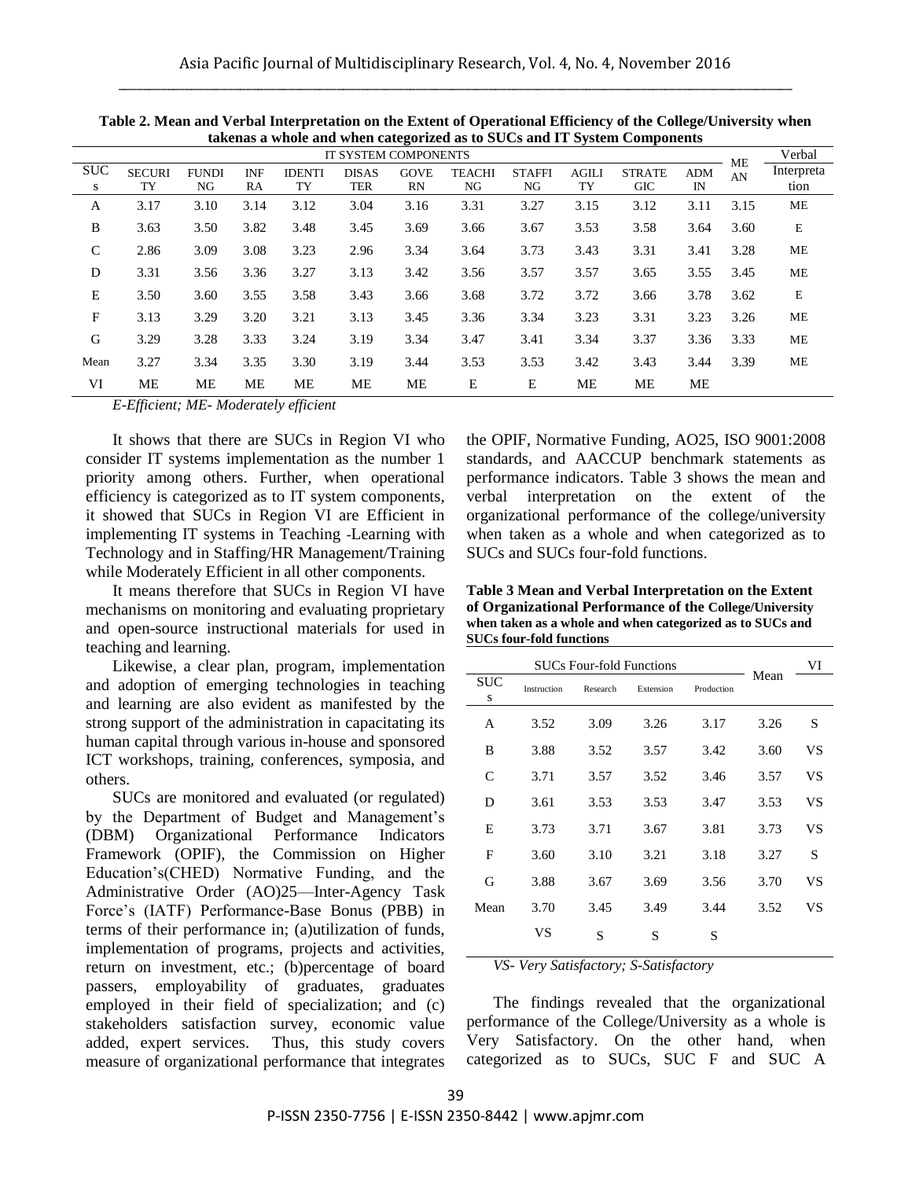**Table 2. Mean and Verbal Interpretation on the Extent of Operational Efficiency of the College/University when takenas a whole and when categorized as to SUCs and IT System Components**

| SUCs | IT SYSTEM COMPONENTS | | | | | | | | | | | MEAN | Verbal Interpretation |
|---|---|---|---|---|---|---|---|---|---|---|---|---|---|
| | SECURITY | FUNDING | INFRA | IDENTITY | DISASTER | GOVERN | TEACHING | STAFFING | AGILITY | STRATEGIC | ADMIN | | |
| A | 3.17 | 3.10 | 3.14 | 3.12 | 3.04 | 3.16 | 3.31 | 3.27 | 3.15 | 3.12 | 3.11 | 3.15 | ME |
| B | 3.63 | 3.50 | 3.82 | 3.48 | 3.45 | 3.69 | 3.66 | 3.67 | 3.53 | 3.58 | 3.64 | 3.60 | E |
| C | 2.86 | 3.09 | 3.08 | 3.23 | 2.96 | 3.34 | 3.64 | 3.73 | 3.43 | 3.31 | 3.41 | 3.28 | ME |
| D | 3.31 | 3.56 | 3.36 | 3.27 | 3.13 | 3.42 | 3.56 | 3.57 | 3.57 | 3.65 | 3.55 | 3.45 | ME |
| E | 3.50 | 3.60 | 3.55 | 3.58 | 3.43 | 3.66 | 3.68 | 3.72 | 3.72 | 3.66 | 3.78 | 3.62 | E |
| F | 3.13 | 3.29 | 3.20 | 3.21 | 3.13 | 3.45 | 3.36 | 3.34 | 3.23 | 3.31 | 3.23 | 3.26 | ME |
| G | 3.29 | 3.28 | 3.33 | 3.24 | 3.19 | 3.34 | 3.47 | 3.41 | 3.34 | 3.37 | 3.36 | 3.33 | ME |
| Mean | 3.27 | 3.34 | 3.35 | 3.30 | 3.19 | 3.44 | 3.53 | 3.53 | 3.42 | 3.43 | 3.44 | 3.39 | ME |
| VI | ME | ME | ME | ME | ME | ME | E | E | ME | ME | ME | | |

*E-Efficient; ME- Moderately efficient*

It shows that there are SUCs in Region VI who consider IT systems implementation as the number 1 priority among others. Further, when operational efficiency is categorized as to IT system components, it showed that SUCs in Region VI are Efficient in implementing IT systems in Teaching -Learning with Technology and in Staffing/HR Management/Training while Moderately Efficient in all other components.

It means therefore that SUCs in Region VI have mechanisms on monitoring and evaluating proprietary and open-source instructional materials for used in teaching and learning.

Likewise, a clear plan, program, implementation and adoption of emerging technologies in teaching and learning are also evident as manifested by the strong support of the administration in capacitating its human capital through various in-house and sponsored ICT workshops, training, conferences, symposia, and others.

SUCs are monitored and evaluated (or regulated) by the Department of Budget and Management's (DBM) Organizational Performance Indicators Framework (OPIF), the Commission on Higher Education's(CHED) Normative Funding, and the Administrative Order (AO)25—Inter-Agency Task Force's (IATF) Performance-Base Bonus (PBB) in terms of their performance in; (a)utilization of funds, implementation of programs, projects and activities, return on investment, etc.; (b)percentage of board passers, employability of graduates, graduates employed in their field of specialization; and (c) stakeholders satisfaction survey, economic value added, expert services. Thus, this study covers measure of organizational performance that integrates the OPIF, Normative Funding, AO25, ISO 9001:2008 standards, and AACCUP benchmark statements as performance indicators. Table 3 shows the mean and verbal interpretation on the extent of the organizational performance of the college/university when taken as a whole and when categorized as to SUCs and SUCs four-fold functions.

**Table 3 Mean and Verbal Interpretation on the Extent of Organizational Performance of the College/University when taken as a whole and when categorized as to SUCs and SUCs four-fold functions**

| SUCs | SUCs Four-fold Functions | | | | Mean | VI |
|---|---|---|---|---|---|---|
| | Instruction | Research | Extension | Production | | |
| A | 3.52 | 3.09 | 3.26 | 3.17 | 3.26 | S |
| B | 3.88 | 3.52 | 3.57 | 3.42 | 3.60 | VS |
| C | 3.71 | 3.57 | 3.52 | 3.46 | 3.57 | VS |
| D | 3.61 | 3.53 | 3.53 | 3.47 | 3.53 | VS |
| E | 3.73 | 3.71 | 3.67 | 3.81 | 3.73 | VS |
| F | 3.60 | 3.10 | 3.21 | 3.18 | 3.27 | S |
| G | 3.88 | 3.67 | 3.69 | 3.56 | 3.70 | VS |
| Mean | 3.70 | 3.45 | 3.49 | 3.44 | 3.52 | VS |
| | VS | S | S | S | | |

*VS- Very Satisfactory; S-Satisfactory*

The findings revealed that the organizational performance of the College/University as a whole is Very Satisfactory. On the other hand, when categorized as to SUCs, SUC F and SUC A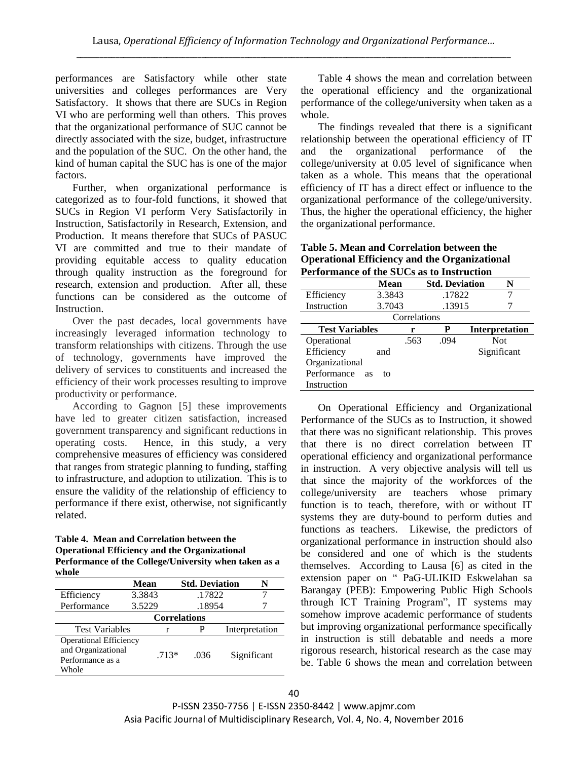performances are Satisfactory while other state universities and colleges performances are Very Satisfactory. It shows that there are SUCs in Region VI who are performing well than others. This proves that the organizational performance of SUC cannot be directly associated with the size, budget, infrastructure and the population of the SUC. On the other hand, the kind of human capital the SUC has is one of the major factors.

Further, when organizational performance is categorized as to four-fold functions, it showed that SUCs in Region VI perform Very Satisfactorily in Instruction, Satisfactorily in Research, Extension, and Production. It means therefore that SUCs of PASUC VI are committed and true to their mandate of providing equitable access to quality education through quality instruction as the foreground for research, extension and production. After all, these functions can be considered as the outcome of Instruction.

Over the past decades, local governments have increasingly leveraged information technology to transform relationships with citizens. Through the use of technology, governments have improved the delivery of services to constituents and increased the efficiency of their work processes resulting to improve productivity or performance.

According to Gagnon [5] these improvements have led to greater citizen satisfaction, increased government transparency and significant reductions in operating costs. Hence, in this study, a very comprehensive measures of efficiency was considered that ranges from strategic planning to funding, staffing to infrastructure, and adoption to utilization. This is to ensure the validity of the relationship of efficiency to performance if there exist, otherwise, not significantly related.

**Table 4. Mean and Correlation between the Operational Efficiency and the Organizational Performance of the College/University when taken as a whole**

| | Mean | Std. Deviation | N |
|---|---|---|---|
| Efficiency | 3.3843 | .17822 | 7 |
| Performance | 3.5229 | .18954 | 7 |

**Correlations**

| Test Variables | r | P | Interpretation |
|---|---|---|---|
| Operational Efficiency and Organizational Performance as a Whole | .713* | .036 | Significant |

Table 4 shows the mean and correlation between the operational efficiency and the organizational performance of the college/university when taken as a whole.

The findings revealed that there is a significant relationship between the operational efficiency of IT and the organizational performance of the college/university at 0.05 level of significance when taken as a whole. This means that the operational efficiency of IT has a direct effect or influence to the organizational performance of the college/university. Thus, the higher the operational efficiency, the higher the organizational performance.

**Table 5. Mean and Correlation between the Operational Efficiency and the Organizational Performance of the SUCs as to Instruction**

| | Mean | Std. Deviation | N |
|---|---|---|---|
| Efficiency | 3.3843 | .17822 | 7 |
| Instruction | 3.7043 | .13915 | 7 |

Correlations

| Test Variables | r | P | Interpretation |
|---|---|---|---|
| Operational Efficiency and Organizational Performance as to Instruction | .563 | .094 | Not Significant |

On Operational Efficiency and Organizational Performance of the SUCs as to Instruction, it showed that there was no significant relationship. This proves that there is no direct correlation between IT operational efficiency and organizational performance in instruction. A very objective analysis will tell us that since the majority of the workforces of the college/university are teachers whose primary function is to teach, therefore, with or without IT systems they are duty-bound to perform duties and functions as teachers. Likewise, the predictors of organizational performance in instruction should also be considered and one of which is the students themselves. According to Lausa [6] as cited in the extension paper on " PaG-ULIKID Eskwelahan sa Barangay (PEB): Empowering Public High Schools through ICT Training Program", IT systems may somehow improve academic performance of students but improving organizational performance specifically in instruction is still debatable and needs a more rigorous research, historical research as the case may be. Table 6 shows the mean and correlation between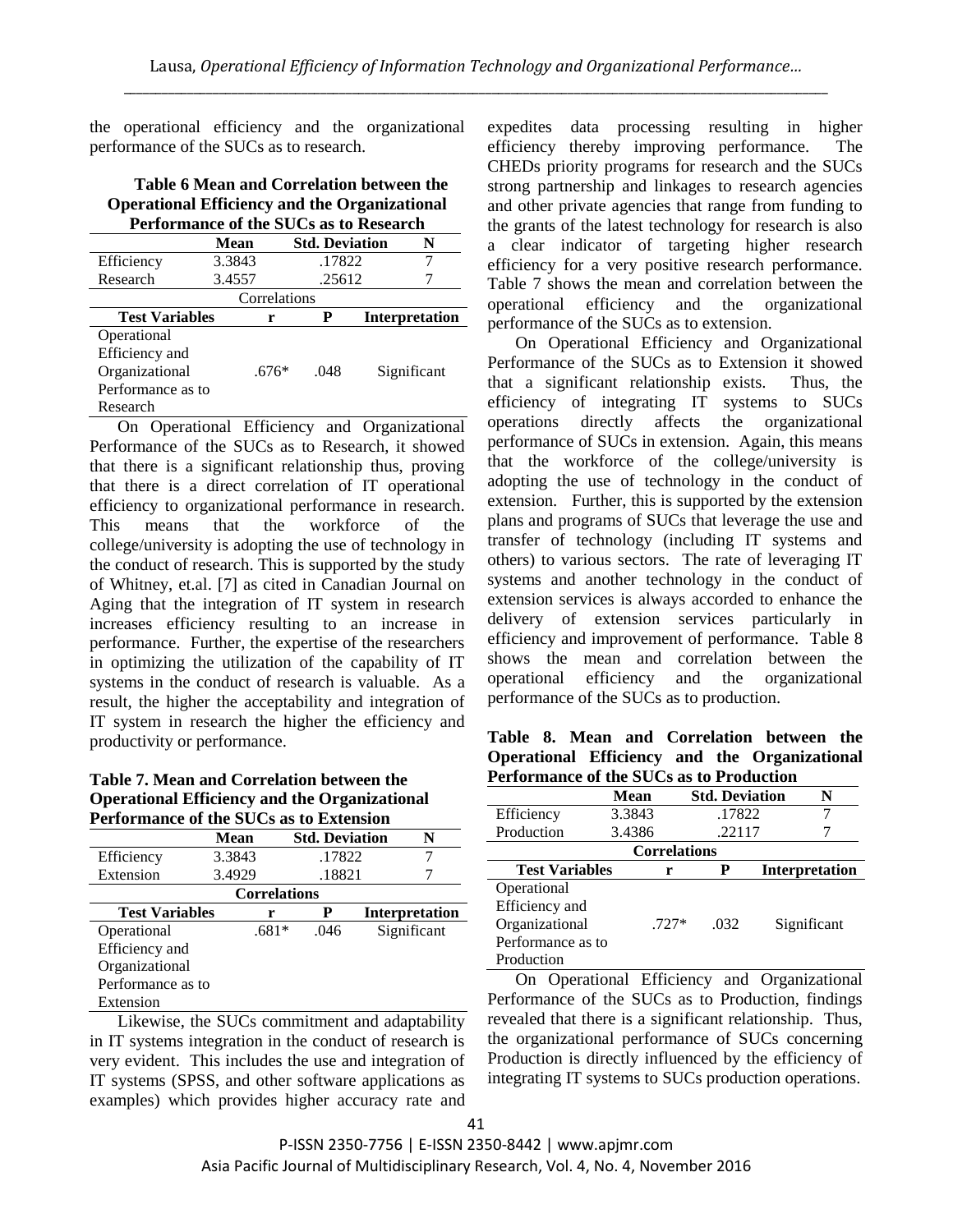the operational efficiency and the organizational performance of the SUCs as to research.

**Table 6 Mean and Correlation between the Operational Efficiency and the Organizational Performance of the SUCs as to Research**

| | Mean | Std. Deviation | N |
|---|---|---|---|
| Efficiency | 3.3843 | .17822 | 7 |
| Research | 3.4557 | .25612 | 7 |

Correlations

| Test Variables | r | P | Interpretation |
|---|---|---|---|
| Operational Efficiency and Organizational Performance as to Research | .676* | .048 | Significant |

On Operational Efficiency and Organizational Performance of the SUCs as to Research, it showed that there is a significant relationship thus, proving that there is a direct correlation of IT operational efficiency to organizational performance in research. This means that the workforce of the college/university is adopting the use of technology in the conduct of research. This is supported by the study of Whitney, et.al. [7] as cited in Canadian Journal on Aging that the integration of IT system in research increases efficiency resulting to an increase in performance. Further, the expertise of the researchers in optimizing the utilization of the capability of IT systems in the conduct of research is valuable. As a result, the higher the acceptability and integration of IT system in research the higher the efficiency and productivity or performance.

**Table 7. Mean and Correlation between the Operational Efficiency and the Organizational Performance of the SUCs as to Extension**

| | Mean | Std. Deviation | N |
|---|---|---|---|
| Efficiency | 3.3843 | .17822 | 7 |
| Extension | 3.4929 | .18821 | 7 |

**Correlations**

| Test Variables | r | P | Interpretation |
|---|---|---|---|
| Operational Efficiency and Organizational Performance as to Extension | .681* | .046 | Significant |

Likewise, the SUCs commitment and adaptability in IT systems integration in the conduct of research is very evident. This includes the use and integration of IT systems (SPSS, and other software applications as examples) which provides higher accuracy rate and expedites data processing resulting in higher efficiency thereby improving performance. The CHEDs priority programs for research and the SUCs strong partnership and linkages to research agencies and other private agencies that range from funding to the grants of the latest technology for research is also a clear indicator of targeting higher research efficiency for a very positive research performance. Table 7 shows the mean and correlation between the operational efficiency and the organizational performance of the SUCs as to extension.

On Operational Efficiency and Organizational Performance of the SUCs as to Extension it showed that a significant relationship exists. Thus, the efficiency of integrating IT systems to SUCs operations directly affects the organizational performance of SUCs in extension. Again, this means that the workforce of the college/university is adopting the use of technology in the conduct of extension. Further, this is supported by the extension plans and programs of SUCs that leverage the use and transfer of technology (including IT systems and others) to various sectors. The rate of leveraging IT systems and another technology in the conduct of extension services is always accorded to enhance the delivery of extension services particularly in efficiency and improvement of performance. Table 8 shows the mean and correlation between the operational efficiency and the organizational performance of the SUCs as to production.

**Table 8. Mean and Correlation between the Operational Efficiency and the Organizational Performance of the SUCs as to Production**

| | Mean | Std. Deviation | N |
|---|---|---|---|
| Efficiency | 3.3843 | .17822 | 7 |
| Production | 3.4386 | .22117 | 7 |

**Correlations**

| Test Variables | r | P | Interpretation |
|---|---|---|---|
| Operational Efficiency and Organizational Performance as to Production | .727* | .032 | Significant |

On Operational Efficiency and Organizational Performance of the SUCs as to Production, findings revealed that there is a significant relationship. Thus, the organizational performance of SUCs concerning Production is directly influenced by the efficiency of integrating IT systems to SUCs production operations.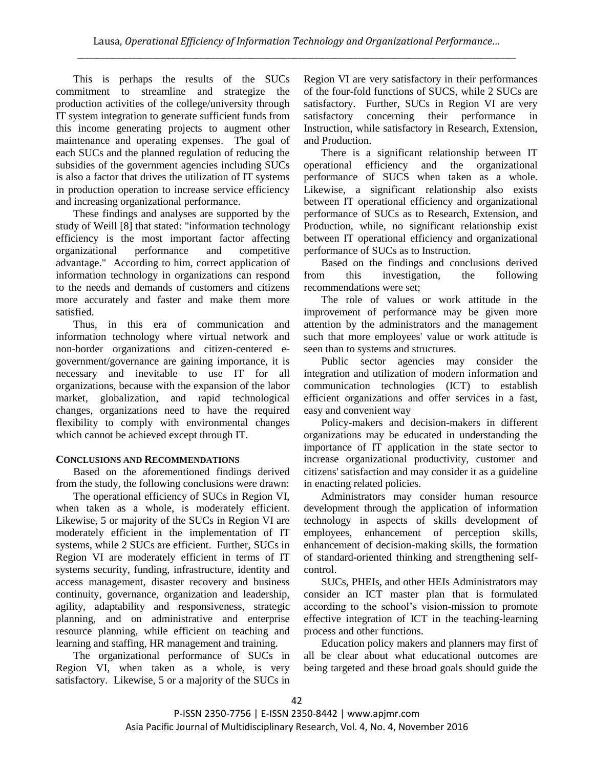This is perhaps the results of the SUCs commitment to streamline and strategize the production activities of the college/university through IT system integration to generate sufficient funds from this income generating projects to augment other maintenance and operating expenses. The goal of each SUCs and the planned regulation of reducing the subsidies of the government agencies including SUCs is also a factor that drives the utilization of IT systems in production operation to increase service efficiency and increasing organizational performance.

These findings and analyses are supported by the study of Weill [8] that stated: "information technology efficiency is the most important factor affecting organizational performance and competitive advantage." According to him, correct application of information technology in organizations can respond to the needs and demands of customers and citizens more accurately and faster and make them more satisfied.

Thus, in this era of communication and information technology where virtual network and non-border organizations and citizen-centered e-government/governance are gaining importance, it is necessary and inevitable to use IT for all organizations, because with the expansion of the labor market, globalization, and rapid technological changes, organizations need to have the required flexibility to comply with environmental changes which cannot be achieved except through IT.

## CONCLUSIONS AND RECOMMENDATIONS

Based on the aforementioned findings derived from the study, the following conclusions were drawn:

The operational efficiency of SUCs in Region VI, when taken as a whole, is moderately efficient. Likewise, 5 or majority of the SUCs in Region VI are moderately efficient in the implementation of IT systems, while 2 SUCs are efficient. Further, SUCs in Region VI are moderately efficient in terms of IT systems security, funding, infrastructure, identity and access management, disaster recovery and business continuity, governance, organization and leadership, agility, adaptability and responsiveness, strategic planning, and on administrative and enterprise resource planning, while efficient on teaching and learning and staffing, HR management and training.

The organizational performance of SUCs in Region VI, when taken as a whole, is very satisfactory. Likewise, 5 or a majority of the SUCs in Region VI are very satisfactory in their performances of the four-fold functions of SUCS, while 2 SUCs are satisfactory. Further, SUCs in Region VI are very satisfactory concerning their performance in Instruction, while satisfactory in Research, Extension, and Production.

There is a significant relationship between IT operational efficiency and the organizational performance of SUCS when taken as a whole. Likewise, a significant relationship also exists between IT operational efficiency and organizational performance of SUCs as to Research, Extension, and Production, while, no significant relationship exist between IT operational efficiency and organizational performance of SUCs as to Instruction.

Based on the findings and conclusions derived from this investigation, the following recommendations were set;

The role of values or work attitude in the improvement of performance may be given more attention by the administrators and the management such that more employees' value or work attitude is seen than to systems and structures.

Public sector agencies may consider the integration and utilization of modern information and communication technologies (ICT) to establish efficient organizations and offer services in a fast, easy and convenient way

Policy-makers and decision-makers in different organizations may be educated in understanding the importance of IT application in the state sector to increase organizational productivity, customer and citizens' satisfaction and may consider it as a guideline in enacting related policies.

Administrators may consider human resource development through the application of information technology in aspects of skills development of employees, enhancement of perception skills, enhancement of decision-making skills, the formation of standard-oriented thinking and strengthening self-control.

SUCs, PHEIs, and other HEIs Administrators may consider an ICT master plan that is formulated according to the school's vision-mission to promote effective integration of ICT in the teaching-learning process and other functions.

Education policy makers and planners may first of all be clear about what educational outcomes are being targeted and these broad goals should guide the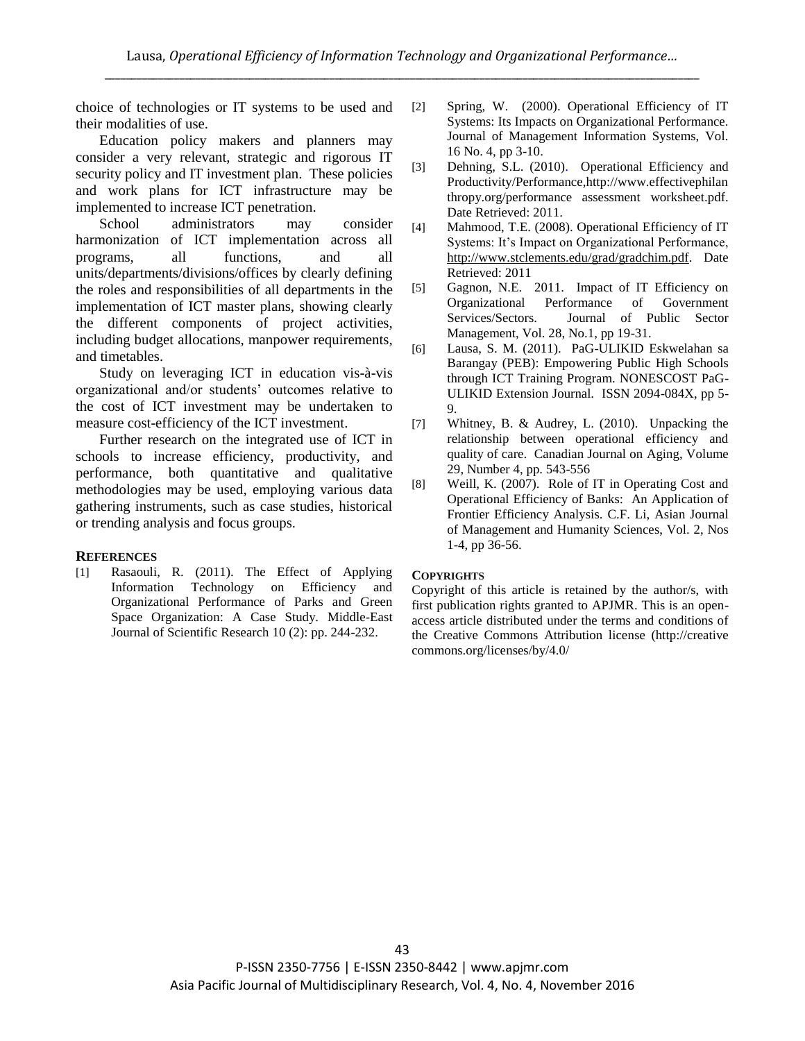choice of technologies or IT systems to be used and their modalities of use.

Education policy makers and planners may consider a very relevant, strategic and rigorous IT security policy and IT investment plan. These policies and work plans for ICT infrastructure may be implemented to increase ICT penetration.

School administrators may consider harmonization of ICT implementation across all programs, all functions, and all units/departments/divisions/offices by clearly defining the roles and responsibilities of all departments in the implementation of ICT master plans, showing clearly the different components of project activities, including budget allocations, manpower requirements, and timetables.

Study on leveraging ICT in education vis-à-vis organizational and/or students' outcomes relative to the cost of ICT investment may be undertaken to measure cost-efficiency of the ICT investment.

Further research on the integrated use of ICT in schools to increase efficiency, productivity, and performance, both quantitative and qualitative methodologies may be used, employing various data gathering instruments, such as case studies, historical or trending analysis and focus groups.

## REFERENCES

[1] Rasaouli, R. (2011). The Effect of Applying Information Technology on Efficiency and Organizational Performance of Parks and Green Space Organization: A Case Study. Middle-East Journal of Scientific Research 10 (2): pp. 244-232.

[2] Spring, W. (2000). Operational Efficiency of IT Systems: Its Impacts on Organizational Performance. Journal of Management Information Systems, Vol. 16 No. 4, pp 3-10.

[3] Dehning, S.L. (2010). Operational Efficiency and Productivity/Performance,http://www.effectivephilanthropy.org/performance assessment worksheet.pdf. Date Retrieved: 2011.

[4] Mahmood, T.E. (2008). Operational Efficiency of IT Systems: It's Impact on Organizational Performance, http://www.stclements.edu/grad/gradchim.pdf. Date Retrieved: 2011

[5] Gagnon, N.E. 2011. Impact of IT Efficiency on Organizational Performance of Government Services/Sectors. Journal of Public Sector Management, Vol. 28, No.1, pp 19-31.

[6] Lausa, S. M. (2011). PaG-ULIKID Eskwelahan sa Barangay (PEB): Empowering Public High Schools through ICT Training Program. NONESCOST PaG-ULIKID Extension Journal. ISSN 2094-084X, pp 5-9.

[7] Whitney, B. & Audrey, L. (2010). Unpacking the relationship between operational efficiency and quality of care. Canadian Journal on Aging, Volume 29, Number 4, pp. 543-556

[8] Weill, K. (2007). Role of IT in Operating Cost and Operational Efficiency of Banks: An Application of Frontier Efficiency Analysis. C.F. Li, Asian Journal of Management and Humanity Sciences, Vol. 2, Nos 1-4, pp 36-56.

## COPYRIGHTS

Copyright of this article is retained by the author/s, with first publication rights granted to APJMR. This is an open-access article distributed under the terms and conditions of the Creative Commons Attribution license (http://creative commons.org/licenses/by/4.0/